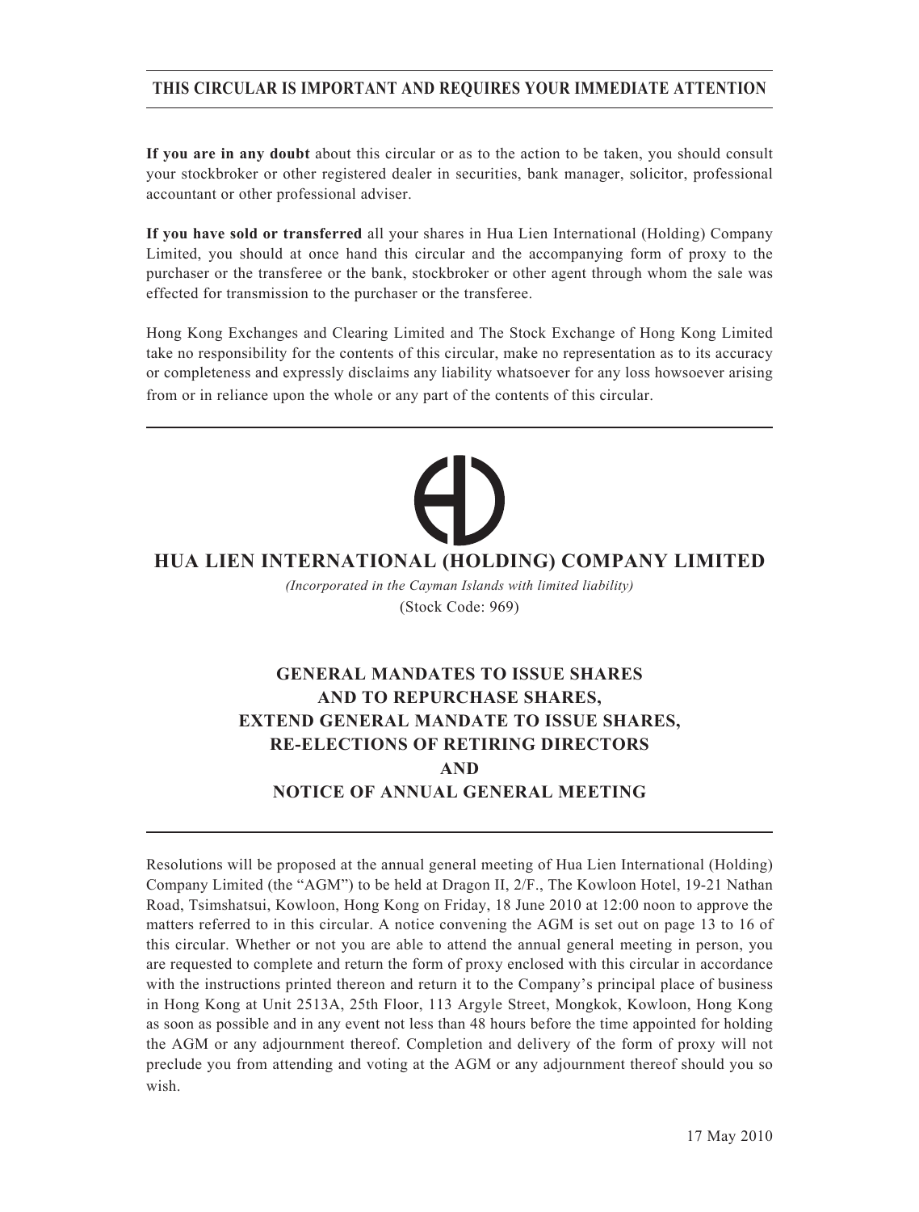**THIS CIRCULAR IS IMPORTANT AND REQUIRES YOUR IMMEDIATE ATTENTION**

**If you are in any doubt** about this circular or as to the action to be taken, you should consult your stockbroker or other registered dealer in securities, bank manager, solicitor, professional accountant or other professional adviser.

**If you have sold or transferred** all your shares in Hua Lien International (Holding) Company Limited, you should at once hand this circular and the accompanying form of proxy to the purchaser or the transferee or the bank, stockbroker or other agent through whom the sale was effected for transmission to the purchaser or the transferee.

Hong Kong Exchanges and Clearing Limited and The Stock Exchange of Hong Kong Limited take no responsibility for the contents of this circular, make no representation as to its accuracy or completeness and expressly disclaims any liability whatsoever for any loss howsoever arising from or in reliance upon the whole or any part of the contents of this circular.

# HUA LIEN INTERNATIONAL (HOLDING) COMPANY LIMITED

*(Incorporated in the Cayman Islands with limited liability)*

(Stock Code: 969)

## GENERAL MANDATES TO ISSUE SHARES AND TO REPURCHASE SHARES, EXTEND GENERAL MANDATE TO ISSUE SHARES, RE-ELECTIONS OF RETIRING DIRECTORS AND NOTICE OF ANNUAL GENERAL MEETING

Resolutions will be proposed at the annual general meeting of Hua Lien International (Holding) Company Limited (the "AGM") to be held at Dragon II, 2/F., The Kowloon Hotel, 19-21 Nathan Road, Tsimshatsui, Kowloon, Hong Kong on Friday, 18 June 2010 at 12:00 noon to approve the matters referred to in this circular. A notice convening the AGM is set out on page 13 to 16 of this circular. Whether or not you are able to attend the annual general meeting in person, you are requested to complete and return the form of proxy enclosed with this circular in accordance with the instructions printed thereon and return it to the Company's principal place of business in Hong Kong at Unit 2513A, 25th Floor, 113 Argyle Street, Mongkok, Kowloon, Hong Kong as soon as possible and in any event not less than 48 hours before the time appointed for holding the AGM or any adjournment thereof. Completion and delivery of the form of proxy will not preclude you from attending and voting at the AGM or any adjournment thereof should you so wish.

17 May 2010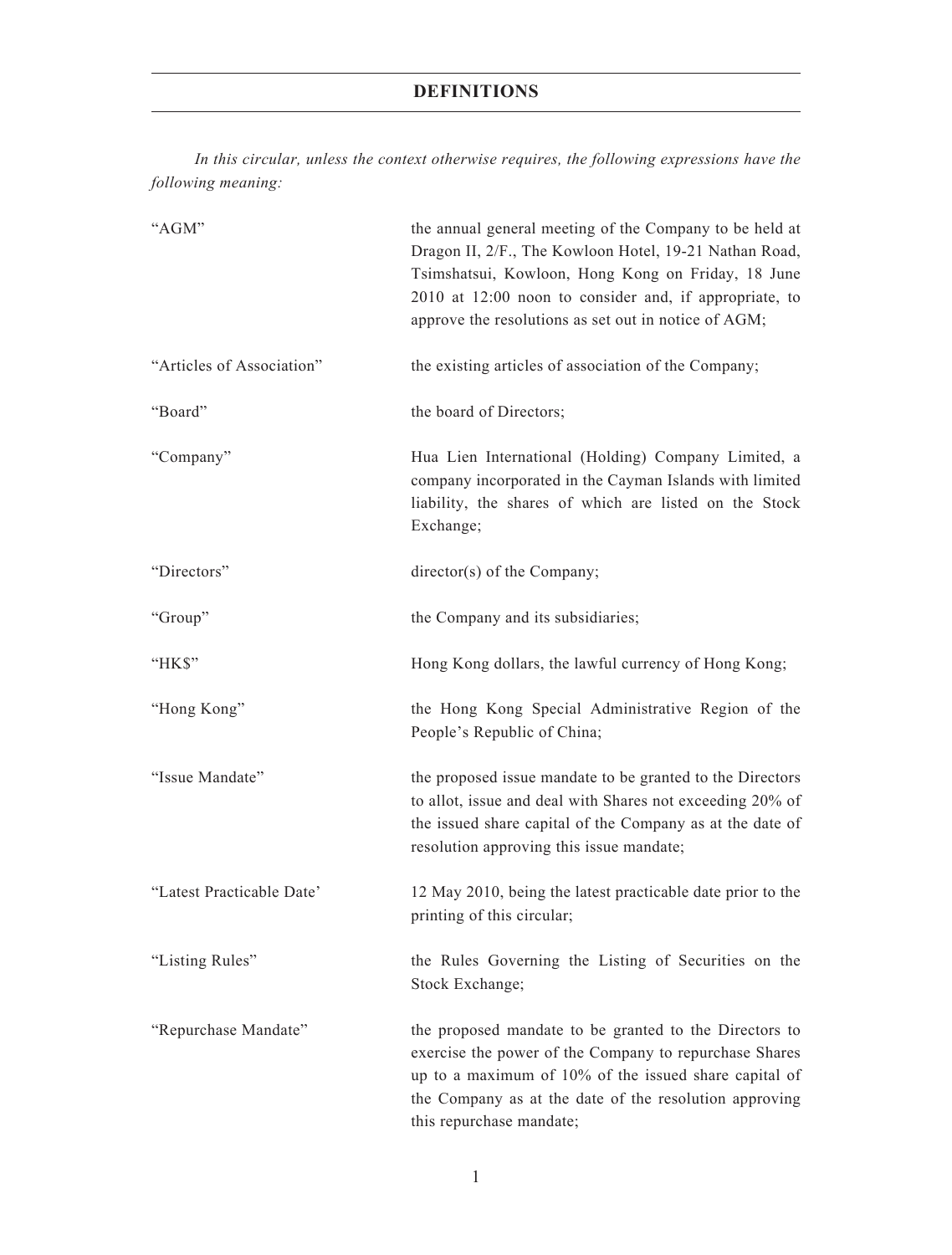# DEFINITIONS

*In this circular, unless the context otherwise requires, the following expressions have the following meaning:*

| | |
|---|---|
| "AGM" | the annual general meeting of the Company to be held at Dragon II, 2/F., The Kowloon Hotel, 19-21 Nathan Road, Tsimshatsui, Kowloon, Hong Kong on Friday, 18 June 2010 at 12:00 noon to consider and, if appropriate, to approve the resolutions as set out in notice of AGM; |
| "Articles of Association" | the existing articles of association of the Company; |
| "Board" | the board of Directors; |
| "Company" | Hua Lien International (Holding) Company Limited, a company incorporated in the Cayman Islands with limited liability, the shares of which are listed on the Stock Exchange; |
| "Directors" | director(s) of the Company; |
| "Group" | the Company and its subsidiaries; |
| "HK$" | Hong Kong dollars, the lawful currency of Hong Kong; |
| "Hong Kong" | the Hong Kong Special Administrative Region of the People's Republic of China; |
| "Issue Mandate" | the proposed issue mandate to be granted to the Directors to allot, issue and deal with Shares not exceeding 20% of the issued share capital of the Company as at the date of resolution approving this issue mandate; |
| "Latest Practicable Date' | 12 May 2010, being the latest practicable date prior to the printing of this circular; |
| "Listing Rules" | the Rules Governing the Listing of Securities on the Stock Exchange; |
| "Repurchase Mandate" | the proposed mandate to be granted to the Directors to exercise the power of the Company to repurchase Shares up to a maximum of 10% of the issued share capital of the Company as at the date of the resolution approving this repurchase mandate; |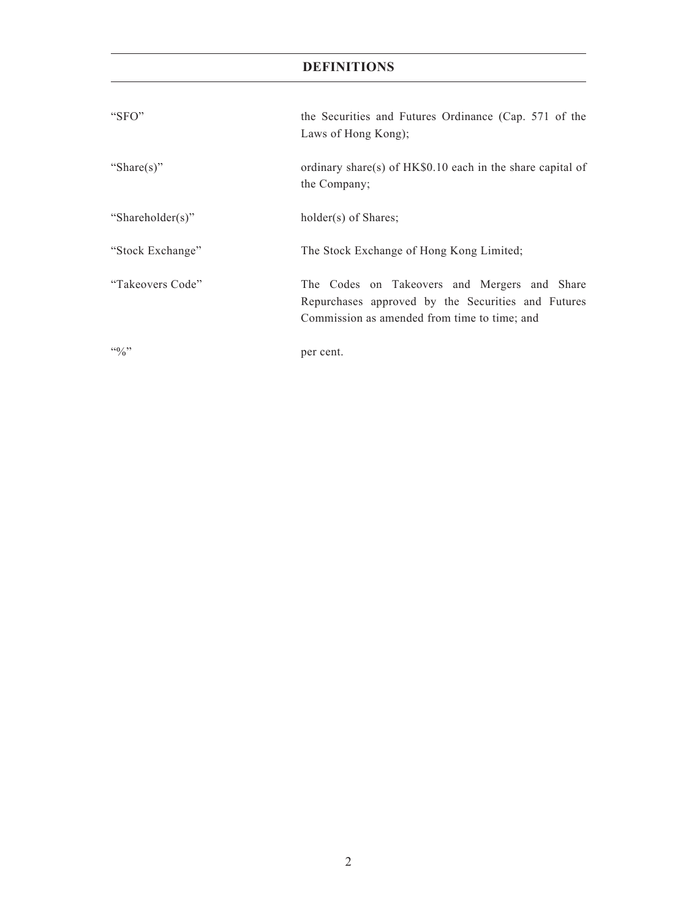## DEFINITIONS

| | |
|---|---|
| "SFO" | the Securities and Futures Ordinance (Cap. 571 of the Laws of Hong Kong); |
| "Share(s)" | ordinary share(s) of HK$0.10 each in the share capital of the Company; |
| "Shareholder(s)" | holder(s) of Shares; |
| "Stock Exchange" | The Stock Exchange of Hong Kong Limited; |
| "Takeovers Code" | The Codes on Takeovers and Mergers and Share Repurchases approved by the Securities and Futures Commission as amended from time to time; and |
| "%" | per cent. |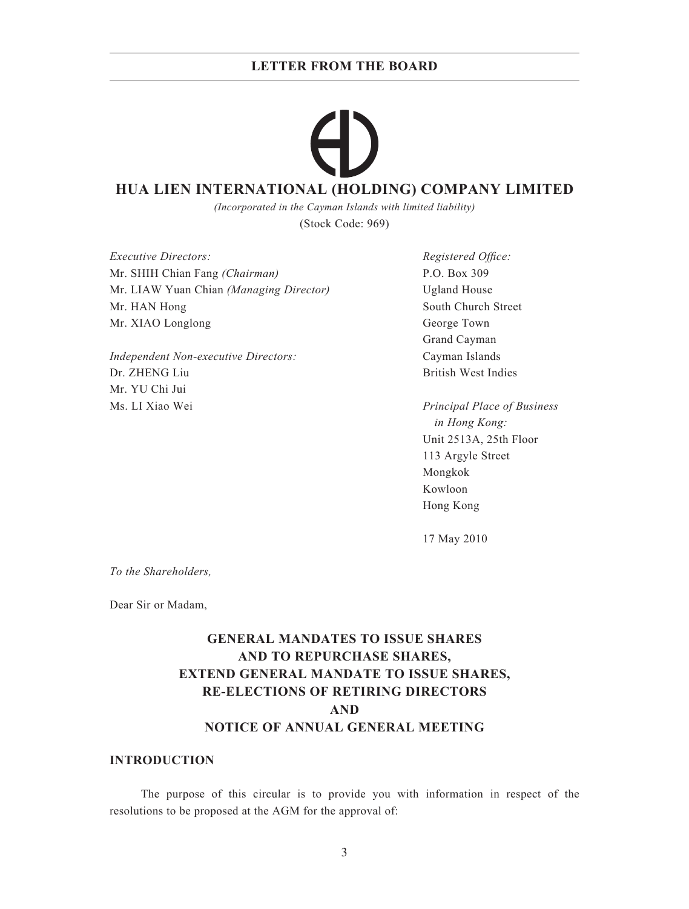# HUA LIEN INTERNATIONAL (HOLDING) COMPANY LIMITED

*(Incorporated in the Cayman Islands with limited liability)*

(Stock Code: 969)

*Executive Directors:*
Mr. SHIH Chian Fang *(Chairman)*
Mr. LIAW Yuan Chian *(Managing Director)*
Mr. HAN Hong
Mr. XIAO Longlong

*Independent Non-executive Directors:*
Dr. ZHENG Liu
Mr. YU Chi Jui
Ms. LI Xiao Wei

*Registered Office:*
P.O. Box 309
Ugland House
South Church Street
George Town
Grand Cayman
Cayman Islands
British West Indies

*Principal Place of Business in Hong Kong:*
Unit 2513A, 25th Floor
113 Argyle Street
Mongkok
Kowloon
Hong Kong

17 May 2010

*To the Shareholders,*

Dear Sir or Madam,

## GENERAL MANDATES TO ISSUE SHARES AND TO REPURCHASE SHARES, EXTEND GENERAL MANDATE TO ISSUE SHARES, RE-ELECTIONS OF RETIRING DIRECTORS AND NOTICE OF ANNUAL GENERAL MEETING

### INTRODUCTION

The purpose of this circular is to provide you with information in respect of the resolutions to be proposed at the AGM for the approval of: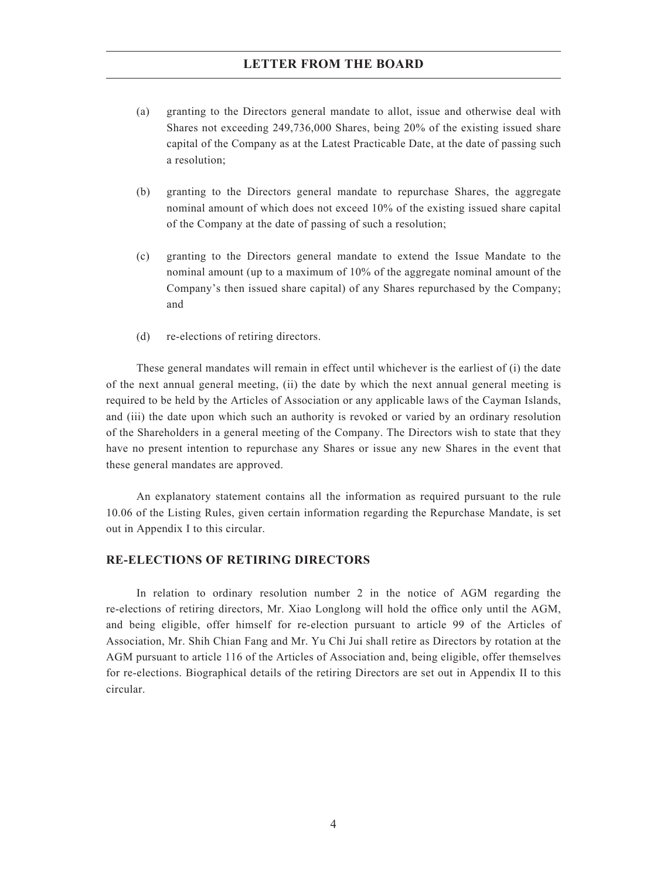(a) granting to the Directors general mandate to allot, issue and otherwise deal with Shares not exceeding 249,736,000 Shares, being 20% of the existing issued share capital of the Company as at the Latest Practicable Date, at the date of passing such a resolution;

(b) granting to the Directors general mandate to repurchase Shares, the aggregate nominal amount of which does not exceed 10% of the existing issued share capital of the Company at the date of passing of such a resolution;

(c) granting to the Directors general mandate to extend the Issue Mandate to the nominal amount (up to a maximum of 10% of the aggregate nominal amount of the Company's then issued share capital) of any Shares repurchased by the Company; and

(d) re-elections of retiring directors.

These general mandates will remain in effect until whichever is the earliest of (i) the date of the next annual general meeting, (ii) the date by which the next annual general meeting is required to be held by the Articles of Association or any applicable laws of the Cayman Islands, and (iii) the date upon which such an authority is revoked or varied by an ordinary resolution of the Shareholders in a general meeting of the Company. The Directors wish to state that they have no present intention to repurchase any Shares or issue any new Shares in the event that these general mandates are approved.

An explanatory statement contains all the information as required pursuant to the rule 10.06 of the Listing Rules, given certain information regarding the Repurchase Mandate, is set out in Appendix I to this circular.

## RE-ELECTIONS OF RETIRING DIRECTORS

In relation to ordinary resolution number 2 in the notice of AGM regarding the re-elections of retiring directors, Mr. Xiao Longlong will hold the office only until the AGM, and being eligible, offer himself for re-election pursuant to article 99 of the Articles of Association, Mr. Shih Chian Fang and Mr. Yu Chi Jui shall retire as Directors by rotation at the AGM pursuant to article 116 of the Articles of Association and, being eligible, offer themselves for re-elections. Biographical details of the retiring Directors are set out in Appendix II to this circular.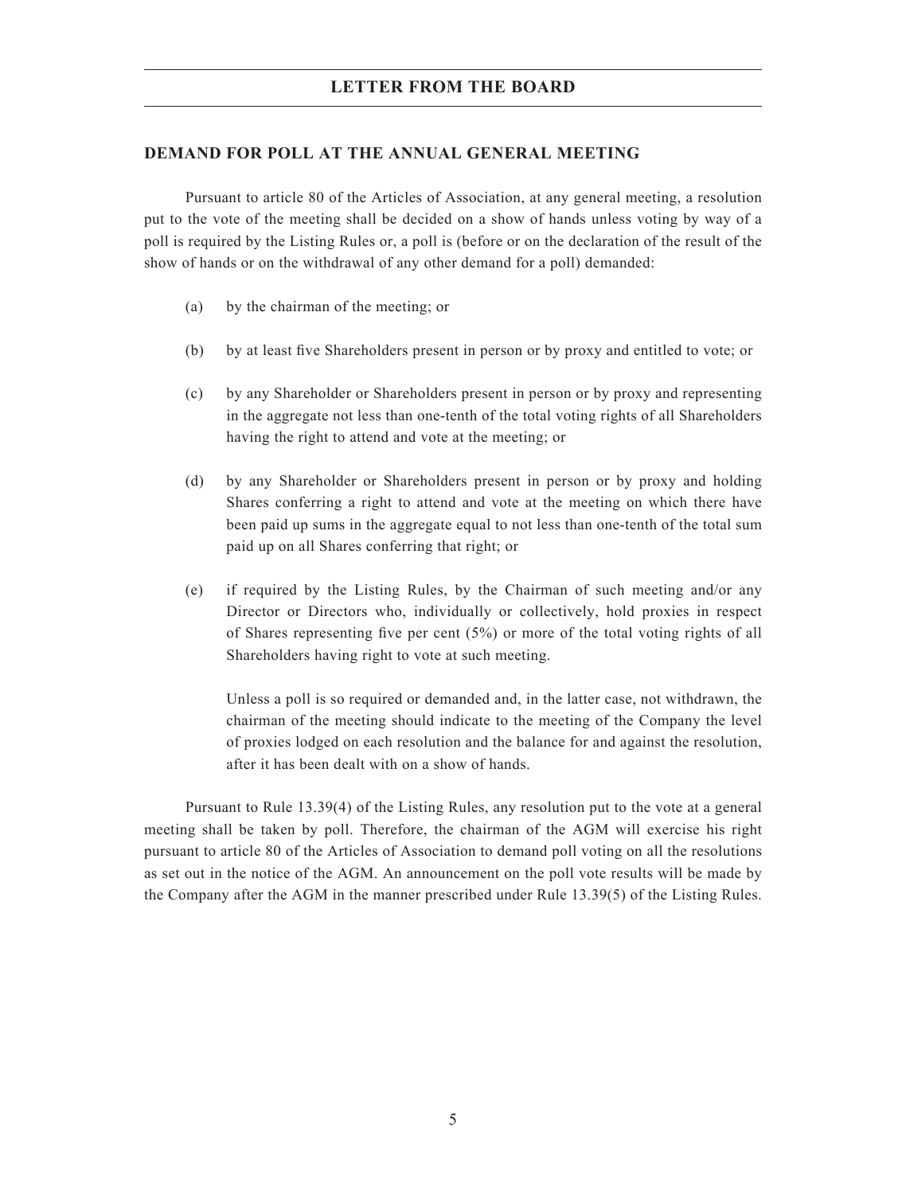## DEMAND FOR POLL AT THE ANNUAL GENERAL MEETING

Pursuant to article 80 of the Articles of Association, at any general meeting, a resolution put to the vote of the meeting shall be decided on a show of hands unless voting by way of a poll is required by the Listing Rules or, a poll is (before or on the declaration of the result of the show of hands or on the withdrawal of any other demand for a poll) demanded:

(a) by the chairman of the meeting; or

(b) by at least five Shareholders present in person or by proxy and entitled to vote; or

(c) by any Shareholder or Shareholders present in person or by proxy and representing in the aggregate not less than one-tenth of the total voting rights of all Shareholders having the right to attend and vote at the meeting; or

(d) by any Shareholder or Shareholders present in person or by proxy and holding Shares conferring a right to attend and vote at the meeting on which there have been paid up sums in the aggregate equal to not less than one-tenth of the total sum paid up on all Shares conferring that right; or

(e) if required by the Listing Rules, by the Chairman of such meeting and/or any Director or Directors who, individually or collectively, hold proxies in respect of Shares representing five per cent (5%) or more of the total voting rights of all Shareholders having right to vote at such meeting.

Unless a poll is so required or demanded and, in the latter case, not withdrawn, the chairman of the meeting should indicate to the meeting of the Company the level of proxies lodged on each resolution and the balance for and against the resolution, after it has been dealt with on a show of hands.

Pursuant to Rule 13.39(4) of the Listing Rules, any resolution put to the vote at a general meeting shall be taken by poll. Therefore, the chairman of the AGM will exercise his right pursuant to article 80 of the Articles of Association to demand poll voting on all the resolutions as set out in the notice of the AGM. An announcement on the poll vote results will be made by the Company after the AGM in the manner prescribed under Rule 13.39(5) of the Listing Rules.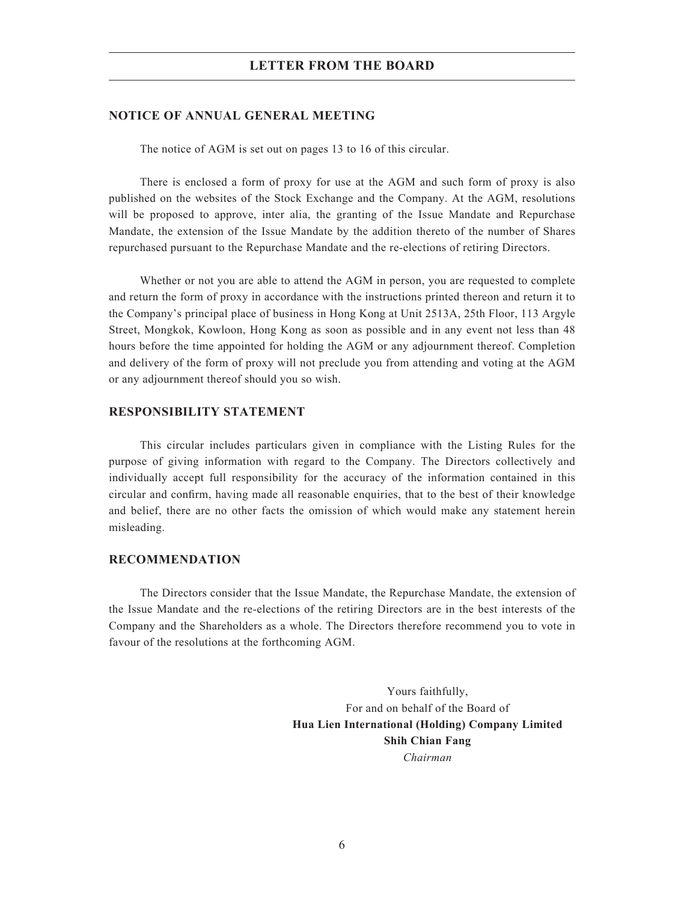## NOTICE OF ANNUAL GENERAL MEETING

The notice of AGM is set out on pages 13 to 16 of this circular.

There is enclosed a form of proxy for use at the AGM and such form of proxy is also published on the websites of the Stock Exchange and the Company. At the AGM, resolutions will be proposed to approve, inter alia, the granting of the Issue Mandate and Repurchase Mandate, the extension of the Issue Mandate by the addition thereto of the number of Shares repurchased pursuant to the Repurchase Mandate and the re-elections of retiring Directors.

Whether or not you are able to attend the AGM in person, you are requested to complete and return the form of proxy in accordance with the instructions printed thereon and return it to the Company's principal place of business in Hong Kong at Unit 2513A, 25th Floor, 113 Argyle Street, Mongkok, Kowloon, Hong Kong as soon as possible and in any event not less than 48 hours before the time appointed for holding the AGM or any adjournment thereof. Completion and delivery of the form of proxy will not preclude you from attending and voting at the AGM or any adjournment thereof should you so wish.

## RESPONSIBILITY STATEMENT

This circular includes particulars given in compliance with the Listing Rules for the purpose of giving information with regard to the Company. The Directors collectively and individually accept full responsibility for the accuracy of the information contained in this circular and confirm, having made all reasonable enquiries, that to the best of their knowledge and belief, there are no other facts the omission of which would make any statement herein misleading.

## RECOMMENDATION

The Directors consider that the Issue Mandate, the Repurchase Mandate, the extension of the Issue Mandate and the re-elections of the retiring Directors are in the best interests of the Company and the Shareholders as a whole. The Directors therefore recommend you to vote in favour of the resolutions at the forthcoming AGM.

Yours faithfully,
For and on behalf of the Board of
**Hua Lien International (Holding) Company Limited**
**Shih Chian Fang**
*Chairman*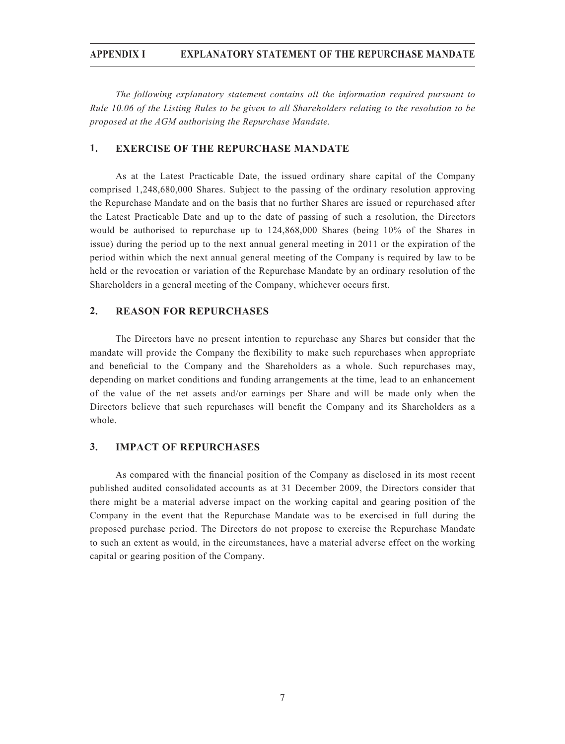# APPENDIX I EXPLANATORY STATEMENT OF THE REPURCHASE MANDATE

*The following explanatory statement contains all the information required pursuant to Rule 10.06 of the Listing Rules to be given to all Shareholders relating to the resolution to be proposed at the AGM authorising the Repurchase Mandate.*

## 1. EXERCISE OF THE REPURCHASE MANDATE

As at the Latest Practicable Date, the issued ordinary share capital of the Company comprised 1,248,680,000 Shares. Subject to the passing of the ordinary resolution approving the Repurchase Mandate and on the basis that no further Shares are issued or repurchased after the Latest Practicable Date and up to the date of passing of such a resolution, the Directors would be authorised to repurchase up to 124,868,000 Shares (being 10% of the Shares in issue) during the period up to the next annual general meeting in 2011 or the expiration of the period within which the next annual general meeting of the Company is required by law to be held or the revocation or variation of the Repurchase Mandate by an ordinary resolution of the Shareholders in a general meeting of the Company, whichever occurs first.

## 2. REASON FOR REPURCHASES

The Directors have no present intention to repurchase any Shares but consider that the mandate will provide the Company the flexibility to make such repurchases when appropriate and beneficial to the Company and the Shareholders as a whole. Such repurchases may, depending on market conditions and funding arrangements at the time, lead to an enhancement of the value of the net assets and/or earnings per Share and will be made only when the Directors believe that such repurchases will benefit the Company and its Shareholders as a whole.

## 3. IMPACT OF REPURCHASES

As compared with the financial position of the Company as disclosed in its most recent published audited consolidated accounts as at 31 December 2009, the Directors consider that there might be a material adverse impact on the working capital and gearing position of the Company in the event that the Repurchase Mandate was to be exercised in full during the proposed purchase period. The Directors do not propose to exercise the Repurchase Mandate to such an extent as would, in the circumstances, have a material adverse effect on the working capital or gearing position of the Company.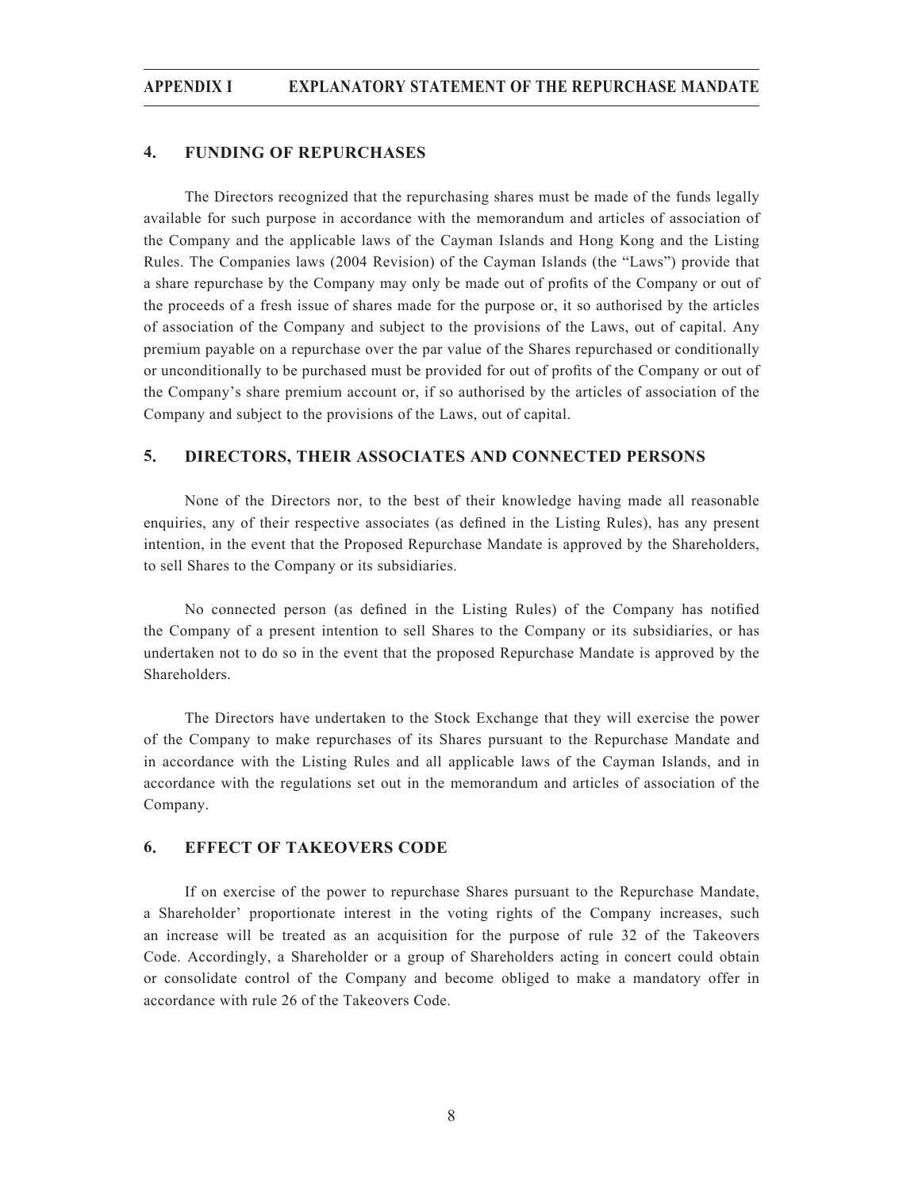## 4. FUNDING OF REPURCHASES

The Directors recognized that the repurchasing shares must be made of the funds legally available for such purpose in accordance with the memorandum and articles of association of the Company and the applicable laws of the Cayman Islands and Hong Kong and the Listing Rules. The Companies laws (2004 Revision) of the Cayman Islands (the "Laws") provide that a share repurchase by the Company may only be made out of profits of the Company or out of the proceeds of a fresh issue of shares made for the purpose or, it so authorised by the articles of association of the Company and subject to the provisions of the Laws, out of capital. Any premium payable on a repurchase over the par value of the Shares repurchased or conditionally or unconditionally to be purchased must be provided for out of profits of the Company or out of the Company's share premium account or, if so authorised by the articles of association of the Company and subject to the provisions of the Laws, out of capital.

## 5. DIRECTORS, THEIR ASSOCIATES AND CONNECTED PERSONS

None of the Directors nor, to the best of their knowledge having made all reasonable enquiries, any of their respective associates (as defined in the Listing Rules), has any present intention, in the event that the Proposed Repurchase Mandate is approved by the Shareholders, to sell Shares to the Company or its subsidiaries.

No connected person (as defined in the Listing Rules) of the Company has notified the Company of a present intention to sell Shares to the Company or its subsidiaries, or has undertaken not to do so in the event that the proposed Repurchase Mandate is approved by the Shareholders.

The Directors have undertaken to the Stock Exchange that they will exercise the power of the Company to make repurchases of its Shares pursuant to the Repurchase Mandate and in accordance with the Listing Rules and all applicable laws of the Cayman Islands, and in accordance with the regulations set out in the memorandum and articles of association of the Company.

## 6. EFFECT OF TAKEOVERS CODE

If on exercise of the power to repurchase Shares pursuant to the Repurchase Mandate, a Shareholder' proportionate interest in the voting rights of the Company increases, such an increase will be treated as an acquisition for the purpose of rule 32 of the Takeovers Code. Accordingly, a Shareholder or a group of Shareholders acting in concert could obtain or consolidate control of the Company and become obliged to make a mandatory offer in accordance with rule 26 of the Takeovers Code.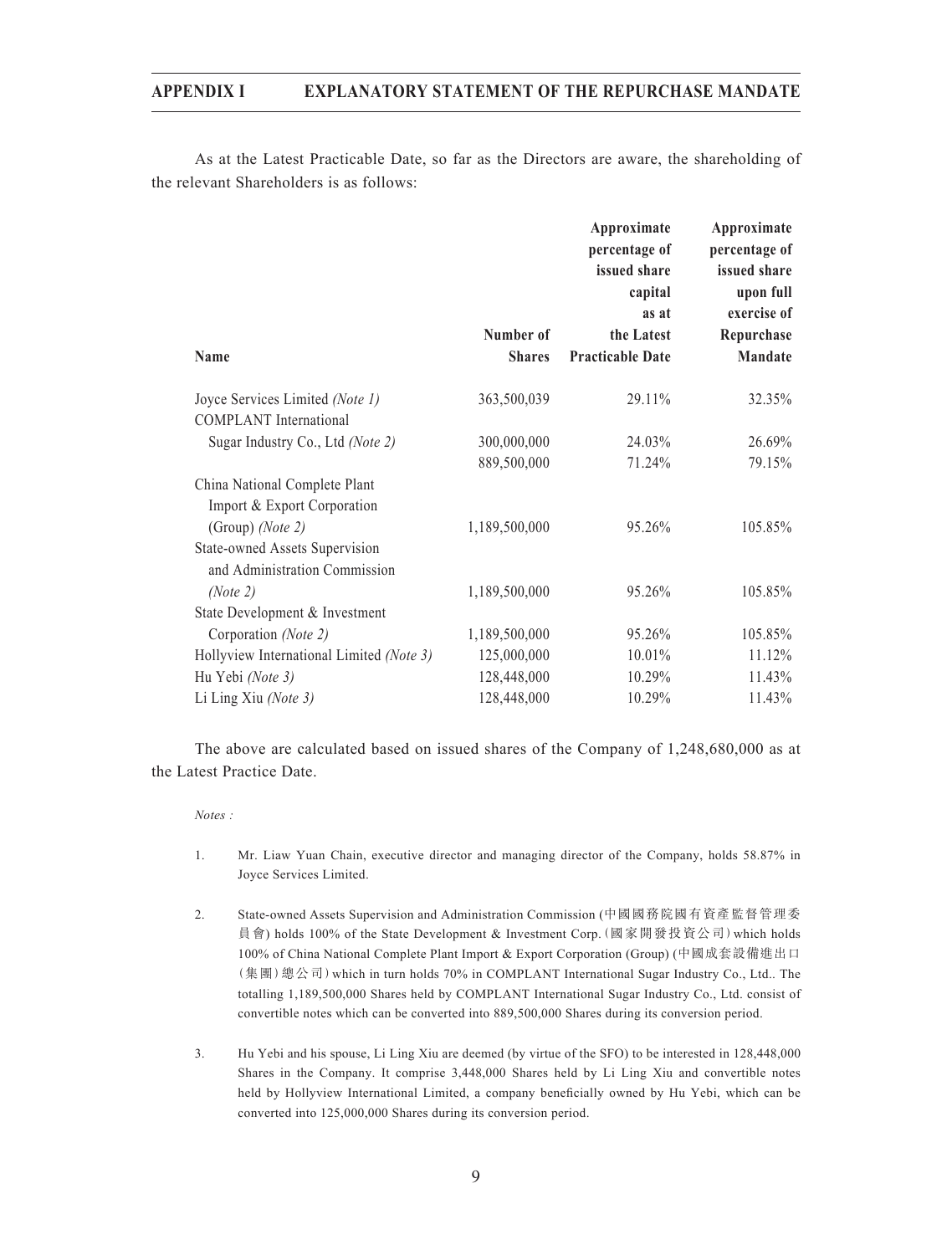As at the Latest Practicable Date, so far as the Directors are aware, the shareholding of the relevant Shareholders is as follows:

| Name | Number of Shares | Approximate percentage of issued share capital as at the Latest Practicable Date | Approximate percentage of issued share upon full exercise of Repurchase Mandate |
|---|---|---|---|
| Joyce Services Limited *(Note 1)* | 363,500,039 | 29.11% | 32.35% |
| COMPLANT International Sugar Industry Co., Ltd *(Note 2)* | 300,000,000 | 24.03% | 26.69% |
| | 889,500,000 | 71.24% | 79.15% |
| China National Complete Plant Import & Export Corporation (Group) *(Note 2)* | 1,189,500,000 | 95.26% | 105.85% |
| State-owned Assets Supervision and Administration Commission *(Note 2)* | 1,189,500,000 | 95.26% | 105.85% |
| State Development & Investment Corporation *(Note 2)* | 1,189,500,000 | 95.26% | 105.85% |
| Hollyview International Limited *(Note 3)* | 125,000,000 | 10.01% | 11.12% |
| Hu Yebi *(Note 3)* | 128,448,000 | 10.29% | 11.43% |
| Li Ling Xiu *(Note 3)* | 128,448,000 | 10.29% | 11.43% |

The above are calculated based on issued shares of the Company of 1,248,680,000 as at the Latest Practice Date.

*Notes :*

1. Mr. Liaw Yuan Chain, executive director and managing director of the Company, holds 58.87% in Joyce Services Limited.

2. State-owned Assets Supervision and Administration Commission (中國國務院國有資產監督管理委員會) holds 100% of the State Development & Investment Corp.(國家開發投資公司) which holds 100% of China National Complete Plant Import & Export Corporation (Group) (中國成套設備進出口(集團)總公司) which in turn holds 70% in COMPLANT International Sugar Industry Co., Ltd.. The totalling 1,189,500,000 Shares held by COMPLANT International Sugar Industry Co., Ltd. consist of convertible notes which can be converted into 889,500,000 Shares during its conversion period.

3. Hu Yebi and his spouse, Li Ling Xiu are deemed (by virtue of the SFO) to be interested in 128,448,000 Shares in the Company. It comprise 3,448,000 Shares held by Li Ling Xiu and convertible notes held by Hollyview International Limited, a company beneficially owned by Hu Yebi, which can be converted into 125,000,000 Shares during its conversion period.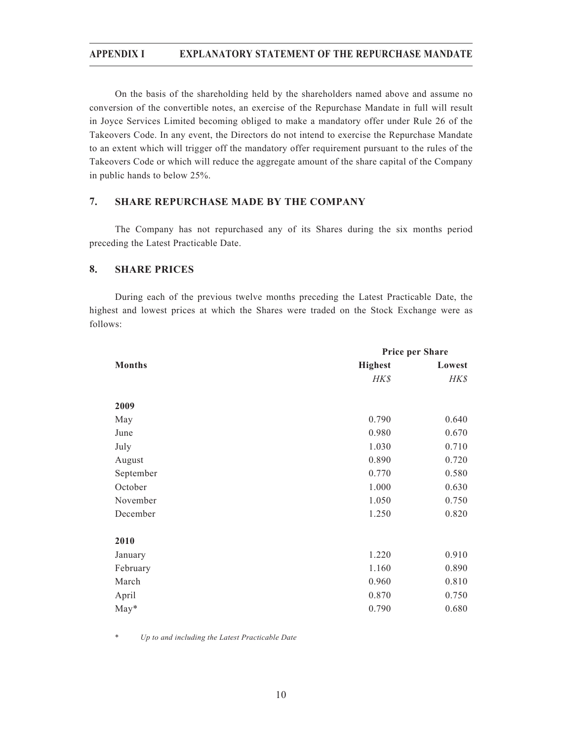On the basis of the shareholding held by the shareholders named above and assume no conversion of the convertible notes, an exercise of the Repurchase Mandate in full will result in Joyce Services Limited becoming obliged to make a mandatory offer under Rule 26 of the Takeovers Code. In any event, the Directors do not intend to exercise the Repurchase Mandate to an extent which will trigger off the mandatory offer requirement pursuant to the rules of the Takeovers Code or which will reduce the aggregate amount of the share capital of the Company in public hands to below 25%.

## 7. SHARE REPURCHASE MADE BY THE COMPANY

The Company has not repurchased any of its Shares during the six months period preceding the Latest Practicable Date.

## 8. SHARE PRICES

During each of the previous twelve months preceding the Latest Practicable Date, the highest and lowest prices at which the Shares were traded on the Stock Exchange were as follows:

| | Price per Share | |
|---|---|---|
| **Months** | **Highest** | **Lowest** |
| | *HK$* | *HK$* |
| **2009** | | |
| May | 0.790 | 0.640 |
| June | 0.980 | 0.670 |
| July | 1.030 | 0.710 |
| August | 0.890 | 0.720 |
| September | 0.770 | 0.580 |
| October | 1.000 | 0.630 |
| November | 1.050 | 0.750 |
| December | 1.250 | 0.820 |
| **2010** | | |
| January | 1.220 | 0.910 |
| February | 1.160 | 0.890 |
| March | 0.960 | 0.810 |
| April | 0.870 | 0.750 |
| May* | 0.790 | 0.680 |

\* *Up to and including the Latest Practicable Date*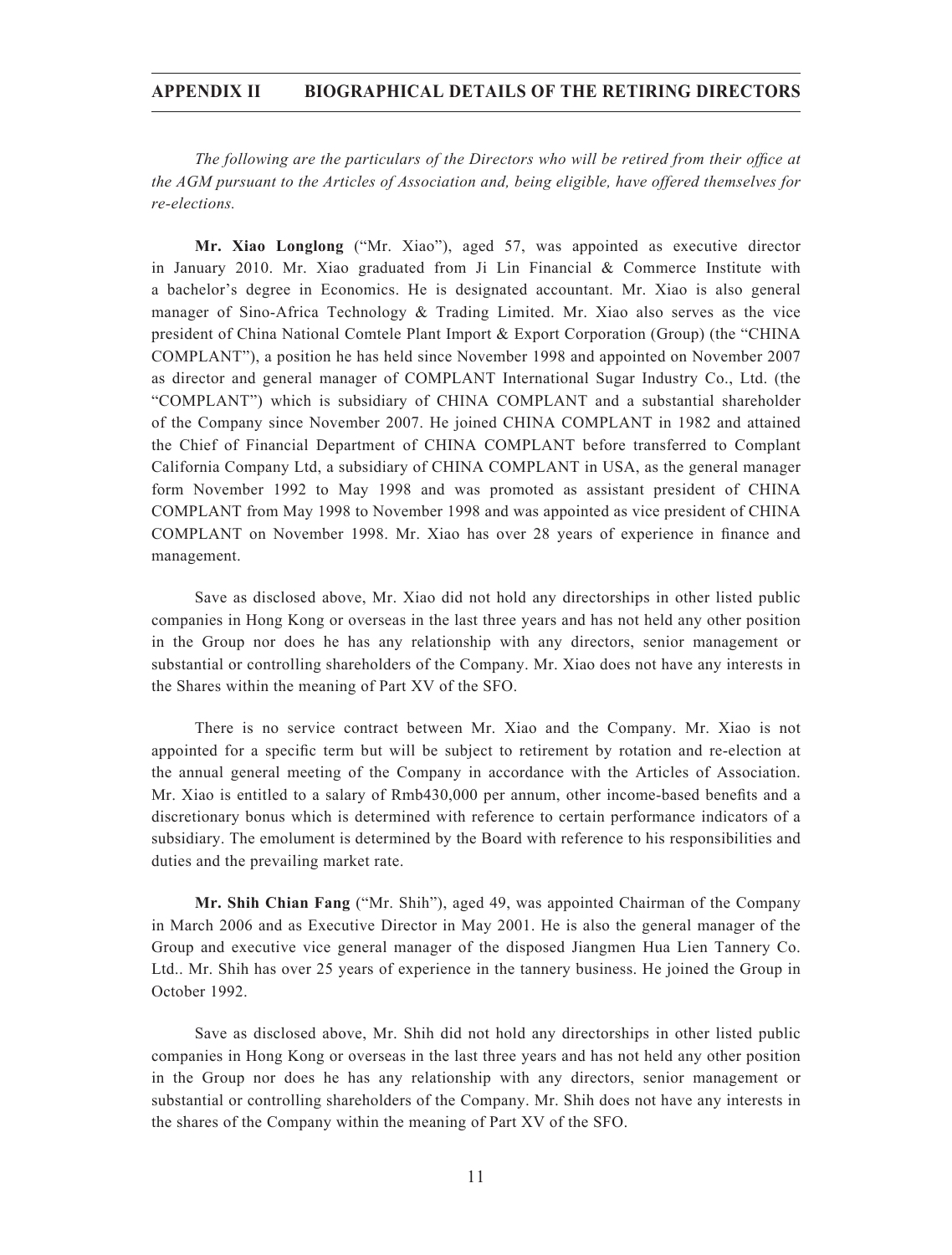# APPENDIX II BIOGRAPHICAL DETAILS OF THE RETIRING DIRECTORS

*The following are the particulars of the Directors who will be retired from their office at the AGM pursuant to the Articles of Association and, being eligible, have offered themselves for re-elections.*

**Mr. Xiao Longlong** ("Mr. Xiao"), aged 57, was appointed as executive director in January 2010. Mr. Xiao graduated from Ji Lin Financial & Commerce Institute with a bachelor's degree in Economics. He is designated accountant. Mr. Xiao is also general manager of Sino-Africa Technology & Trading Limited. Mr. Xiao also serves as the vice president of China National Comtele Plant Import & Export Corporation (Group) (the "CHINA COMPLANT"), a position he has held since November 1998 and appointed on November 2007 as director and general manager of COMPLANT International Sugar Industry Co., Ltd. (the "COMPLANT") which is subsidiary of CHINA COMPLANT and a substantial shareholder of the Company since November 2007. He joined CHINA COMPLANT in 1982 and attained the Chief of Financial Department of CHINA COMPLANT before transferred to Complant California Company Ltd, a subsidiary of CHINA COMPLANT in USA, as the general manager form November 1992 to May 1998 and was promoted as assistant president of CHINA COMPLANT from May 1998 to November 1998 and was appointed as vice president of CHINA COMPLANT on November 1998. Mr. Xiao has over 28 years of experience in finance and management.

Save as disclosed above, Mr. Xiao did not hold any directorships in other listed public companies in Hong Kong or overseas in the last three years and has not held any other position in the Group nor does he has any relationship with any directors, senior management or substantial or controlling shareholders of the Company. Mr. Xiao does not have any interests in the Shares within the meaning of Part XV of the SFO.

There is no service contract between Mr. Xiao and the Company. Mr. Xiao is not appointed for a specific term but will be subject to retirement by rotation and re-election at the annual general meeting of the Company in accordance with the Articles of Association. Mr. Xiao is entitled to a salary of Rmb430,000 per annum, other income-based benefits and a discretionary bonus which is determined with reference to certain performance indicators of a subsidiary. The emolument is determined by the Board with reference to his responsibilities and duties and the prevailing market rate.

**Mr. Shih Chian Fang** ("Mr. Shih"), aged 49, was appointed Chairman of the Company in March 2006 and as Executive Director in May 2001. He is also the general manager of the Group and executive vice general manager of the disposed Jiangmen Hua Lien Tannery Co. Ltd.. Mr. Shih has over 25 years of experience in the tannery business. He joined the Group in October 1992.

Save as disclosed above, Mr. Shih did not hold any directorships in other listed public companies in Hong Kong or overseas in the last three years and has not held any other position in the Group nor does he has any relationship with any directors, senior management or substantial or controlling shareholders of the Company. Mr. Shih does not have any interests in the shares of the Company within the meaning of Part XV of the SFO.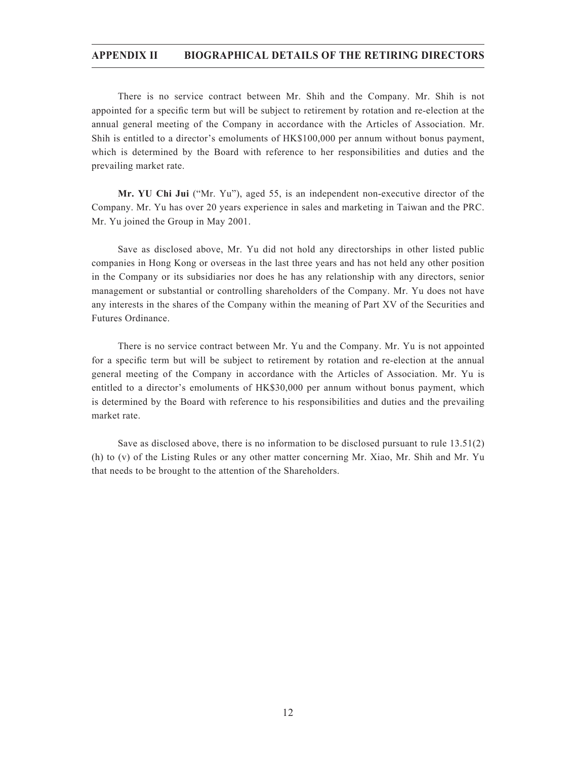There is no service contract between Mr. Shih and the Company. Mr. Shih is not appointed for a specific term but will be subject to retirement by rotation and re-election at the annual general meeting of the Company in accordance with the Articles of Association. Mr. Shih is entitled to a director's emoluments of HK$100,000 per annum without bonus payment, which is determined by the Board with reference to her responsibilities and duties and the prevailing market rate.

**Mr. YU Chi Jui** ("Mr. Yu"), aged 55, is an independent non-executive director of the Company. Mr. Yu has over 20 years experience in sales and marketing in Taiwan and the PRC. Mr. Yu joined the Group in May 2001.

Save as disclosed above, Mr. Yu did not hold any directorships in other listed public companies in Hong Kong or overseas in the last three years and has not held any other position in the Company or its subsidiaries nor does he has any relationship with any directors, senior management or substantial or controlling shareholders of the Company. Mr. Yu does not have any interests in the shares of the Company within the meaning of Part XV of the Securities and Futures Ordinance.

There is no service contract between Mr. Yu and the Company. Mr. Yu is not appointed for a specific term but will be subject to retirement by rotation and re-election at the annual general meeting of the Company in accordance with the Articles of Association. Mr. Yu is entitled to a director's emoluments of HK$30,000 per annum without bonus payment, which is determined by the Board with reference to his responsibilities and duties and the prevailing market rate.

Save as disclosed above, there is no information to be disclosed pursuant to rule 13.51(2)(h) to (v) of the Listing Rules or any other matter concerning Mr. Xiao, Mr. Shih and Mr. Yu that needs to be brought to the attention of the Shareholders.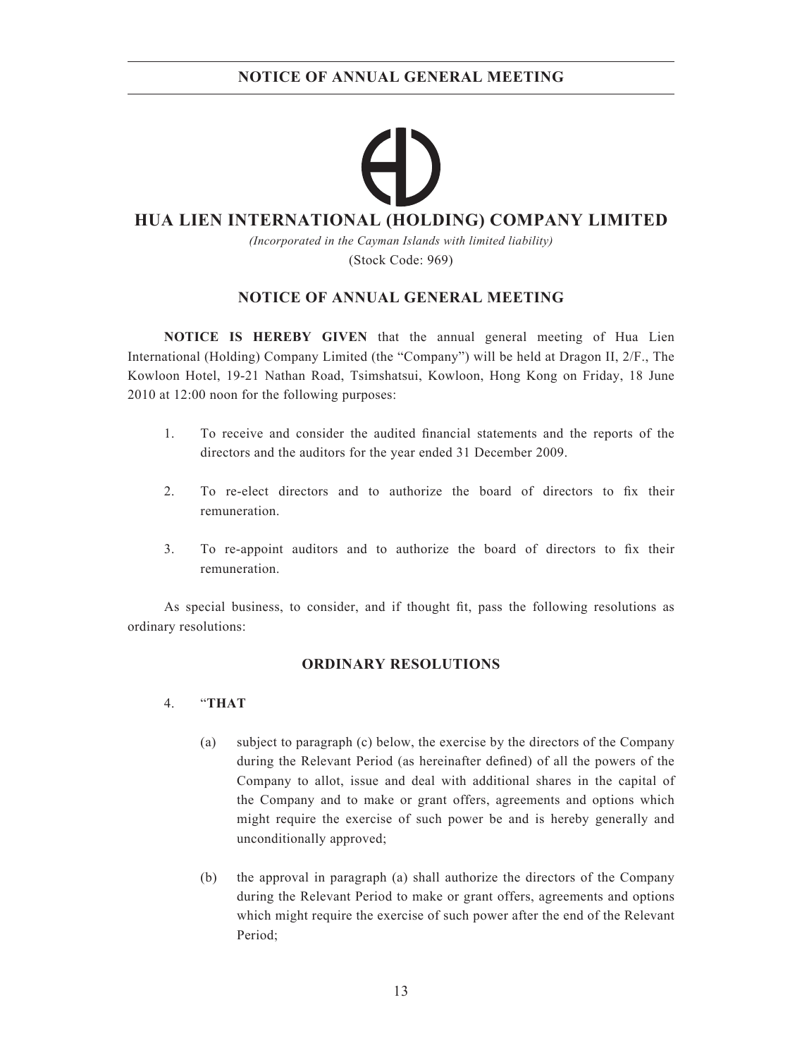# HUA LIEN INTERNATIONAL (HOLDING) COMPANY LIMITED

*(Incorporated in the Cayman Islands with limited liability)*

(Stock Code: 969)

## NOTICE OF ANNUAL GENERAL MEETING

**NOTICE IS HEREBY GIVEN** that the annual general meeting of Hua Lien International (Holding) Company Limited (the "Company") will be held at Dragon II, 2/F., The Kowloon Hotel, 19-21 Nathan Road, Tsimshatsui, Kowloon, Hong Kong on Friday, 18 June 2010 at 12:00 noon for the following purposes:

1. To receive and consider the audited financial statements and the reports of the directors and the auditors for the year ended 31 December 2009.

2. To re-elect directors and to authorize the board of directors to fix their remuneration.

3. To re-appoint auditors and to authorize the board of directors to fix their remuneration.

As special business, to consider, and if thought fit, pass the following resolutions as ordinary resolutions:

### ORDINARY RESOLUTIONS

4. "**THAT**

   (a) subject to paragraph (c) below, the exercise by the directors of the Company during the Relevant Period (as hereinafter defined) of all the powers of the Company to allot, issue and deal with additional shares in the capital of the Company and to make or grant offers, agreements and options which might require the exercise of such power be and is hereby generally and unconditionally approved;

   (b) the approval in paragraph (a) shall authorize the directors of the Company during the Relevant Period to make or grant offers, agreements and options which might require the exercise of such power after the end of the Relevant Period;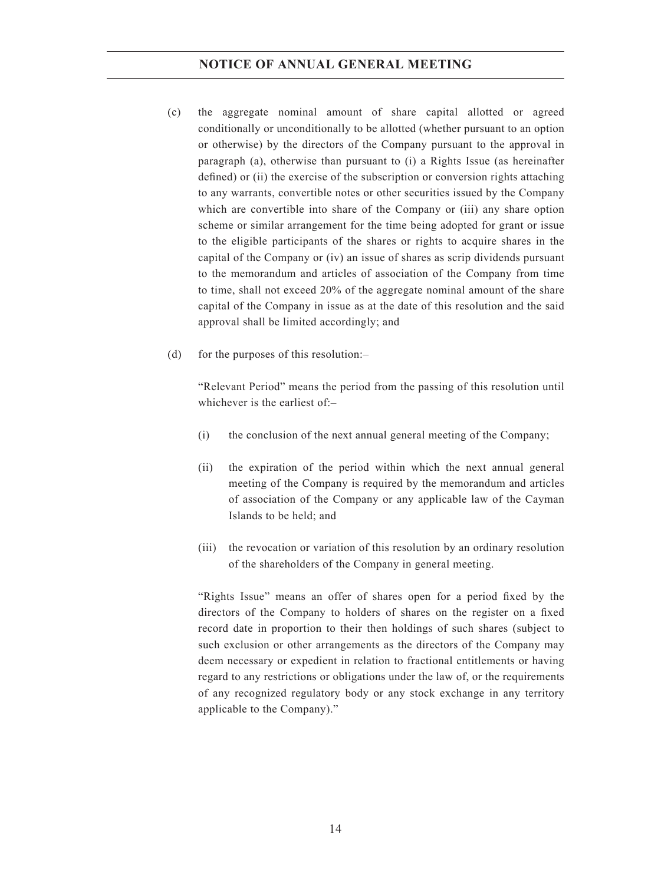(c) the aggregate nominal amount of share capital allotted or agreed conditionally or unconditionally to be allotted (whether pursuant to an option or otherwise) by the directors of the Company pursuant to the approval in paragraph (a), otherwise than pursuant to (i) a Rights Issue (as hereinafter defined) or (ii) the exercise of the subscription or conversion rights attaching to any warrants, convertible notes or other securities issued by the Company which are convertible into share of the Company or (iii) any share option scheme or similar arrangement for the time being adopted for grant or issue to the eligible participants of the shares or rights to acquire shares in the capital of the Company or (iv) an issue of shares as scrip dividends pursuant to the memorandum and articles of association of the Company from time to time, shall not exceed 20% of the aggregate nominal amount of the share capital of the Company in issue as at the date of this resolution and the said approval shall be limited accordingly; and

(d) for the purposes of this resolution:–

"Relevant Period" means the period from the passing of this resolution until whichever is the earliest of:–

(i) the conclusion of the next annual general meeting of the Company;

(ii) the expiration of the period within which the next annual general meeting of the Company is required by the memorandum and articles of association of the Company or any applicable law of the Cayman Islands to be held; and

(iii) the revocation or variation of this resolution by an ordinary resolution of the shareholders of the Company in general meeting.

"Rights Issue" means an offer of shares open for a period fixed by the directors of the Company to holders of shares on the register on a fixed record date in proportion to their then holdings of such shares (subject to such exclusion or other arrangements as the directors of the Company may deem necessary or expedient in relation to fractional entitlements or having regard to any restrictions or obligations under the law of, or the requirements of any recognized regulatory body or any stock exchange in any territory applicable to the Company)."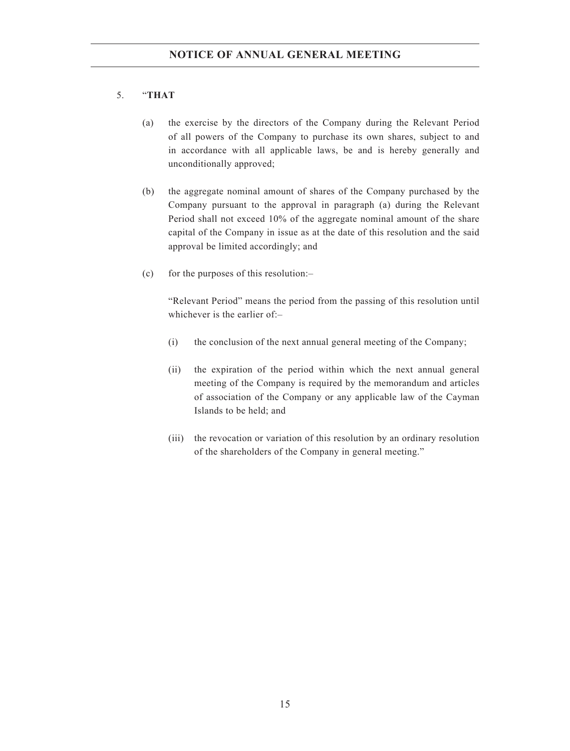5. "**THAT**

   (a) the exercise by the directors of the Company during the Relevant Period of all powers of the Company to purchase its own shares, subject to and in accordance with all applicable laws, be and is hereby generally and unconditionally approved;

   (b) the aggregate nominal amount of shares of the Company purchased by the Company pursuant to the approval in paragraph (a) during the Relevant Period shall not exceed 10% of the aggregate nominal amount of the share capital of the Company in issue as at the date of this resolution and the said approval be limited accordingly; and

   (c) for the purposes of this resolution:–

      "Relevant Period" means the period from the passing of this resolution until whichever is the earlier of:–

      (i) the conclusion of the next annual general meeting of the Company;

      (ii) the expiration of the period within which the next annual general meeting of the Company is required by the memorandum and articles of association of the Company or any applicable law of the Cayman Islands to be held; and

      (iii) the revocation or variation of this resolution by an ordinary resolution of the shareholders of the Company in general meeting."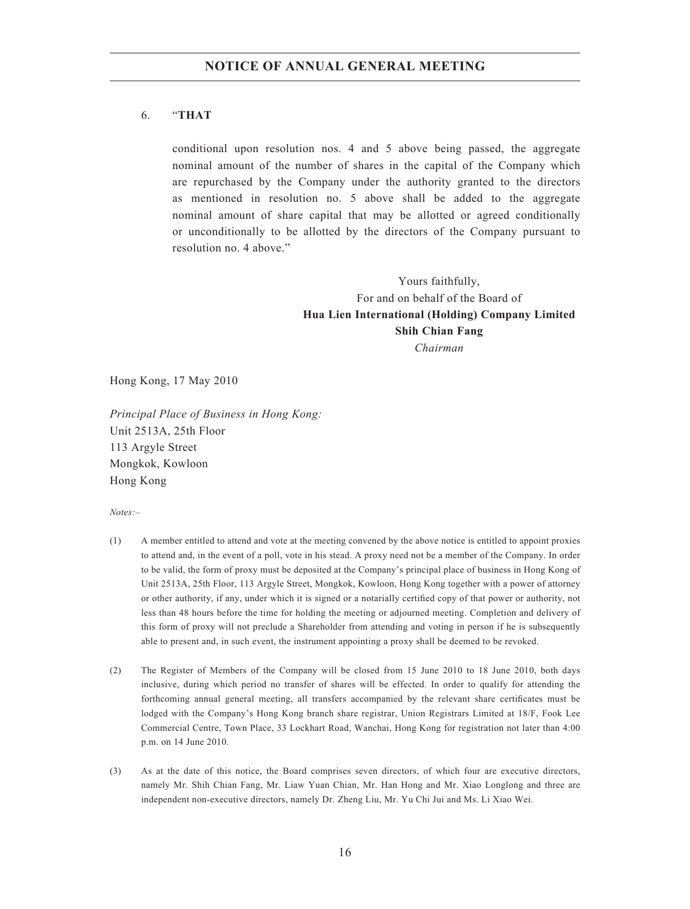6. "**THAT**

conditional upon resolution nos. 4 and 5 above being passed, the aggregate nominal amount of the number of shares in the capital of the Company which are repurchased by the Company under the authority granted to the directors as mentioned in resolution no. 5 above shall be added to the aggregate nominal amount of share capital that may be allotted or agreed conditionally or unconditionally to be allotted by the directors of the Company pursuant to resolution no. 4 above."

Yours faithfully,
For and on behalf of the Board of
**Hua Lien International (Holding) Company Limited**
**Shih Chian Fang**
*Chairman*

Hong Kong, 17 May 2010

*Principal Place of Business in Hong Kong:*
Unit 2513A, 25th Floor
113 Argyle Street
Mongkok, Kowloon
Hong Kong

*Notes:–*

(1) A member entitled to attend and vote at the meeting convened by the above notice is entitled to appoint proxies to attend and, in the event of a poll, vote in his stead. A proxy need not be a member of the Company. In order to be valid, the form of proxy must be deposited at the Company's principal place of business in Hong Kong of Unit 2513A, 25th Floor, 113 Argyle Street, Mongkok, Kowloon, Hong Kong together with a power of attorney or other authority, if any, under which it is signed or a notarially certified copy of that power or authority, not less than 48 hours before the time for holding the meeting or adjourned meeting. Completion and delivery of this form of proxy will not preclude a Shareholder from attending and voting in person if he is subsequently able to present and, in such event, the instrument appointing a proxy shall be deemed to be revoked.

(2) The Register of Members of the Company will be closed from 15 June 2010 to 18 June 2010, both days inclusive, during which period no transfer of shares will be effected. In order to qualify for attending the forthcoming annual general meeting, all transfers accompanied by the relevant share certificates must be lodged with the Company's Hong Kong branch share registrar, Union Registrars Limited at 18/F, Fook Lee Commercial Centre, Town Place, 33 Lockhart Road, Wanchai, Hong Kong for registration not later than 4:00 p.m. on 14 June 2010.

(3) As at the date of this notice, the Board comprises seven directors, of which four are executive directors, namely Mr. Shih Chian Fang, Mr. Liaw Yuan Chian, Mr. Han Hong and Mr. Xiao Longlong and three are independent non-executive directors, namely Dr. Zheng Liu, Mr. Yu Chi Jui and Ms. Li Xiao Wei.